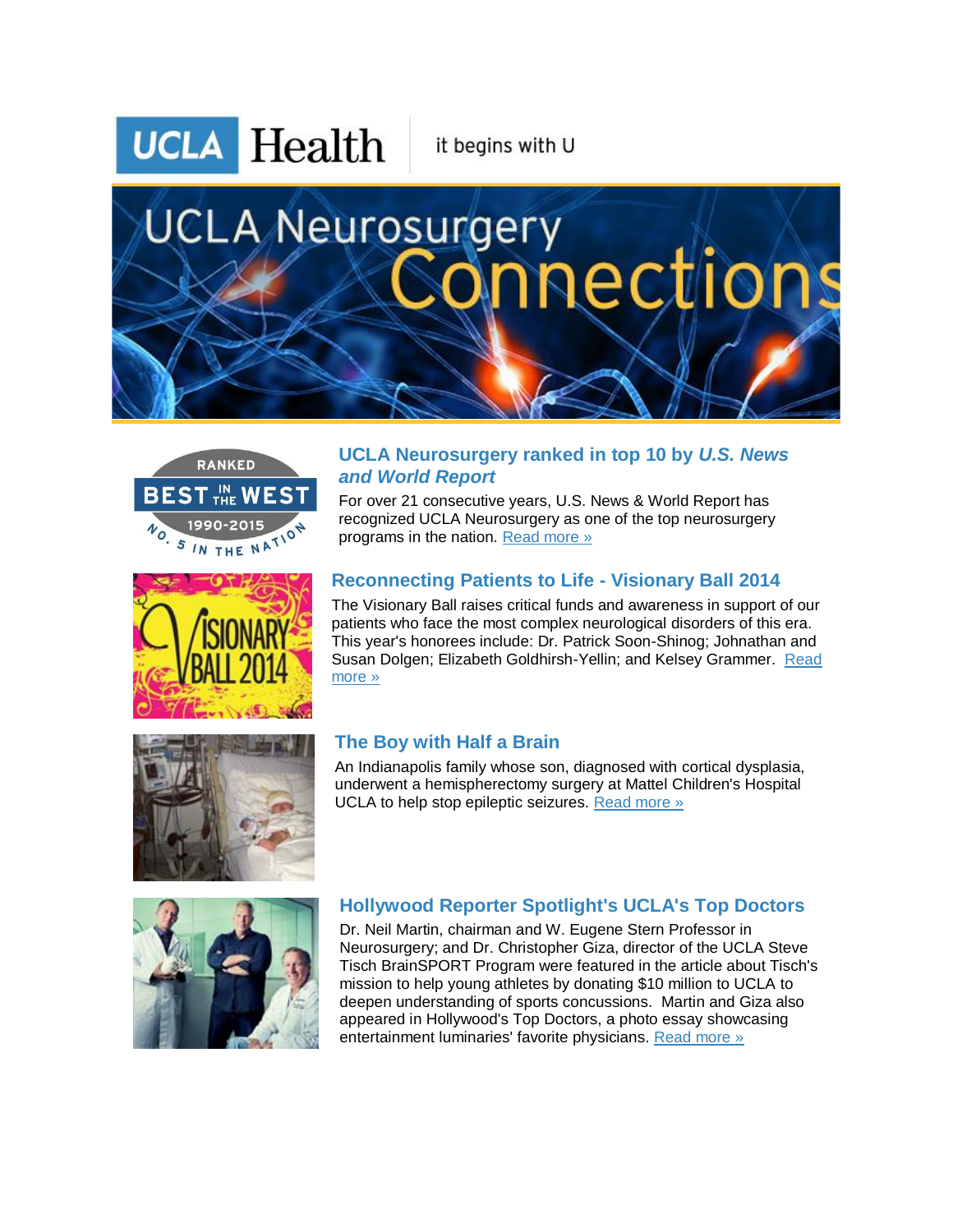UCLA Health | it begins with U

# UCLA Neurosurgery Connections

## UCLA Neurosurgery ranked in top 10 by *U.S. News and World Report*

For over 21 consecutive years, U.S. News & World Report has recognized UCLA Neurosurgery as one of the top neurosurgery programs in the nation. Read more »

## Reconnecting Patients to Life - Visionary Ball 2014

The Visionary Ball raises critical funds and awareness in support of our patients who face the most complex neurological disorders of this era. This year's honorees include: Dr. Patrick Soon-Shinog; Johnathan and Susan Dolgen; Elizabeth Goldhirsh-Yellin; and Kelsey Grammer. Read more »

## The Boy with Half a Brain

An Indianapolis family whose son, diagnosed with cortical dysplasia, underwent a hemispherectomy surgery at Mattel Children's Hospital UCLA to help stop epileptic seizures. Read more »

## Hollywood Reporter Spotlight's UCLA's Top Doctors

Dr. Neil Martin, chairman and W. Eugene Stern Professor in Neurosurgery; and Dr. Christopher Giza, director of the UCLA Steve Tisch BrainSPORT Program were featured in the article about Tisch's mission to help young athletes by donating $10 million to UCLA to deepen understanding of sports concussions. Martin and Giza also appeared in Hollywood's Top Doctors, a photo essay showcasing entertainment luminaries' favorite physicians. Read more »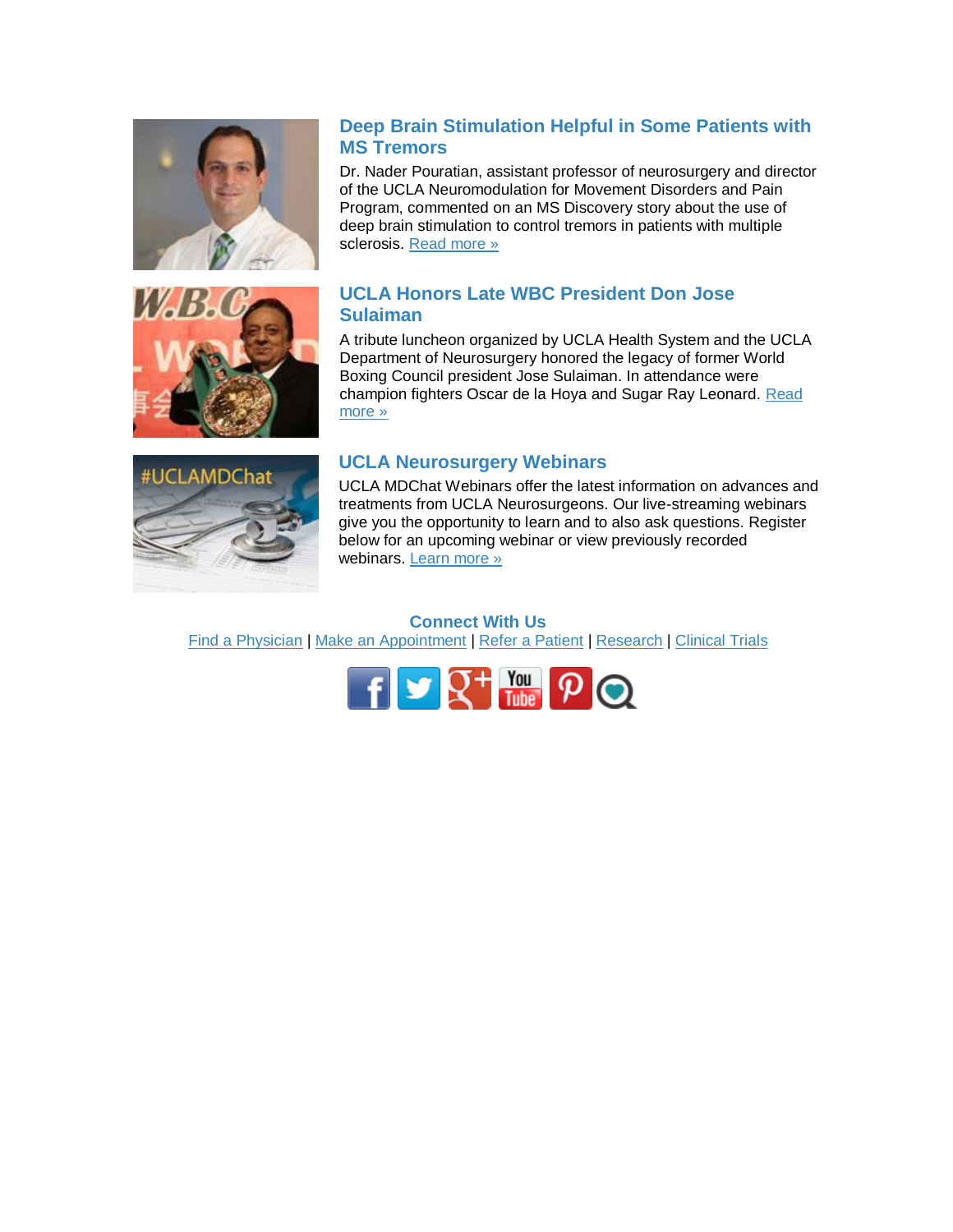## Deep Brain Stimulation Helpful in Some Patients with MS Tremors

Dr. Nader Pouratian, assistant professor of neurosurgery and director of the UCLA Neuromodulation for Movement Disorders and Pain Program, commented on an MS Discovery story about the use of deep brain stimulation to control tremors in patients with multiple sclerosis. Read more »

## UCLA Honors Late WBC President Don Jose Sulaiman

A tribute luncheon organized by UCLA Health System and the UCLA Department of Neurosurgery honored the legacy of former World Boxing Council president Jose Sulaiman. In attendance were champion fighters Oscar de la Hoya and Sugar Ray Leonard. Read more »

## UCLA Neurosurgery Webinars

UCLA MDChat Webinars offer the latest information on advances and treatments from UCLA Neurosurgeons. Our live-streaming webinars give you the opportunity to learn and to also ask questions. Register below for an upcoming webinar or view previously recorded webinars. Learn more »

**Connect With Us**

Find a Physician | Make an Appointment | Refer a Patient | Research | Clinical Trials